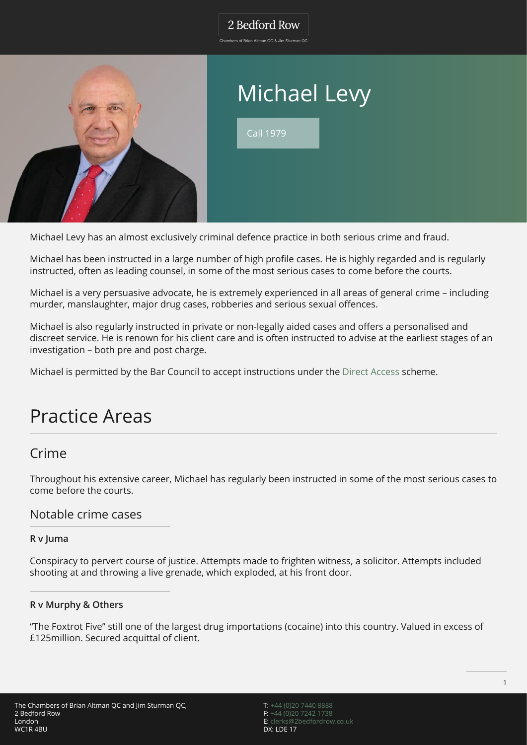# Michael Levy

Call 1979

Michael Levy has an almost exclusively criminal defence practice in both serious crime and fraud.

Michael has been instructed in a large number of high profile cases. He is highly regarded and is regularly instructed, often as leading counsel, in some of the most serious cases to come before the courts.

Michael is a very persuasive advocate, he is extremely experienced in all areas of general crime – including murder, manslaughter, major drug cases, robberies and serious sexual offences.

Michael is also regularly instructed in private or non-legally aided cases and offers a personalised and discreet service. He is renown for his client care and is often instructed to advise at the earliest stages of an investigation – both pre and post charge.

Michael is permitted by the Bar Council to accept instructions under the Direct Access scheme.

# Practice Areas

## Crime

Throughout his extensive career, Michael has regularly been instructed in some of the most serious cases to come before the courts.

### Notable crime cases

**R v Juma**

Conspiracy to pervert course of justice. Attempts made to frighten witness, a solicitor. Attempts included shooting at and throwing a live grenade, which exploded, at his front door.

**R v Murphy & Others**

"The Foxtrot Five" still one of the largest drug importations (cocaine) into this country. Valued in excess of £125million. Secured acquittal of client.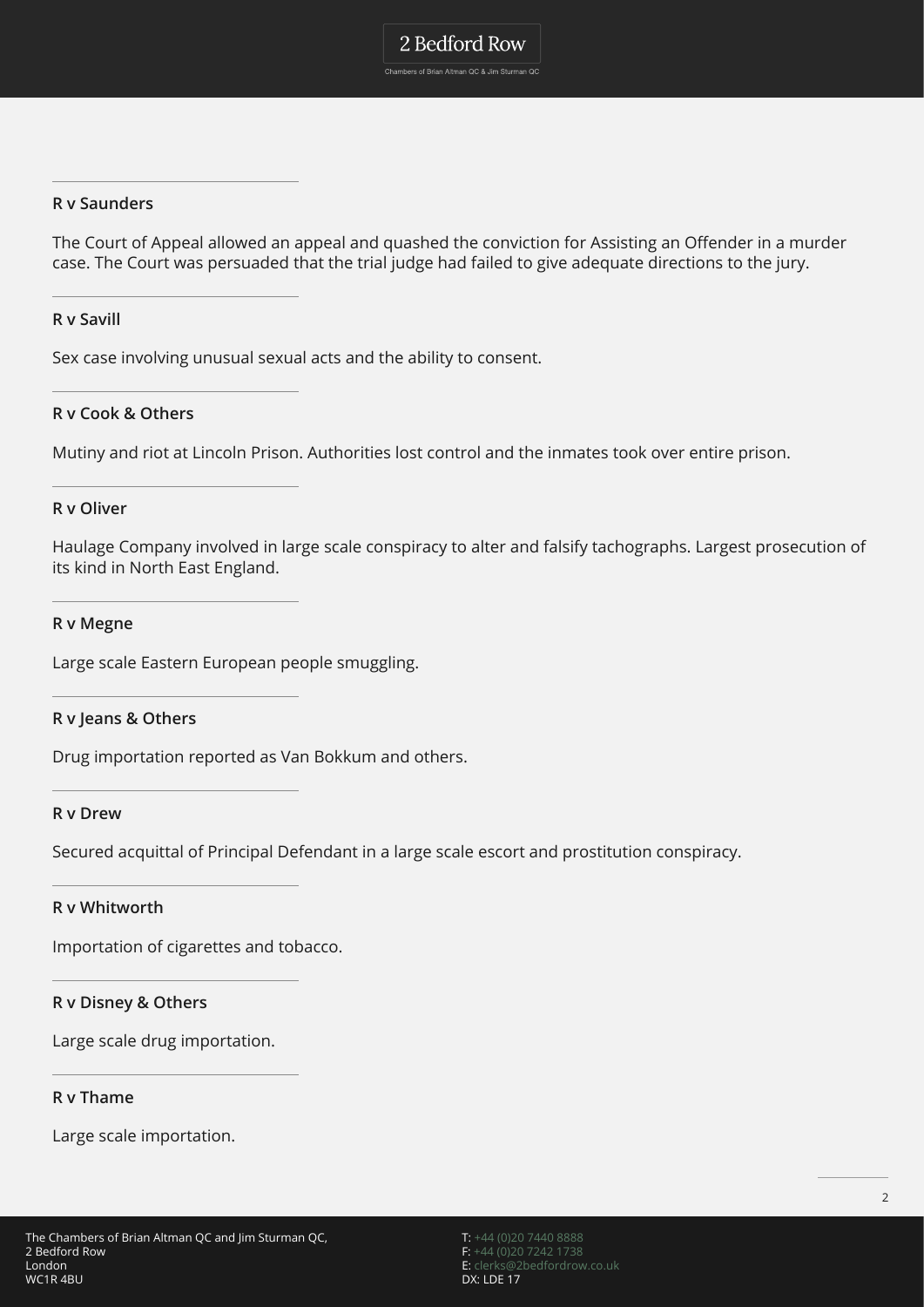### R v Saunders

The Court of Appeal allowed an appeal and quashed the conviction for Assisting an Offender in a murder case. The Court was persuaded that the trial judge had failed to give adequate directions to the jury.

### R v Savill

Sex case involving unusual sexual acts and the ability to consent.

### R v Cook & Others

Mutiny and riot at Lincoln Prison. Authorities lost control and the inmates took over entire prison.

### R v Oliver

Haulage Company involved in large scale conspiracy to alter and falsify tachographs. Largest prosecution of its kind in North East England.

### R v Megne

Large scale Eastern European people smuggling.

### R v Jeans & Others

Drug importation reported as Van Bokkum and others.

### R v Drew

Secured acquittal of Principal Defendant in a large scale escort and prostitution conspiracy.

### R v Whitworth

Importation of cigarettes and tobacco.

### R v Disney & Others

Large scale drug importation.

### R v Thame

Large scale importation.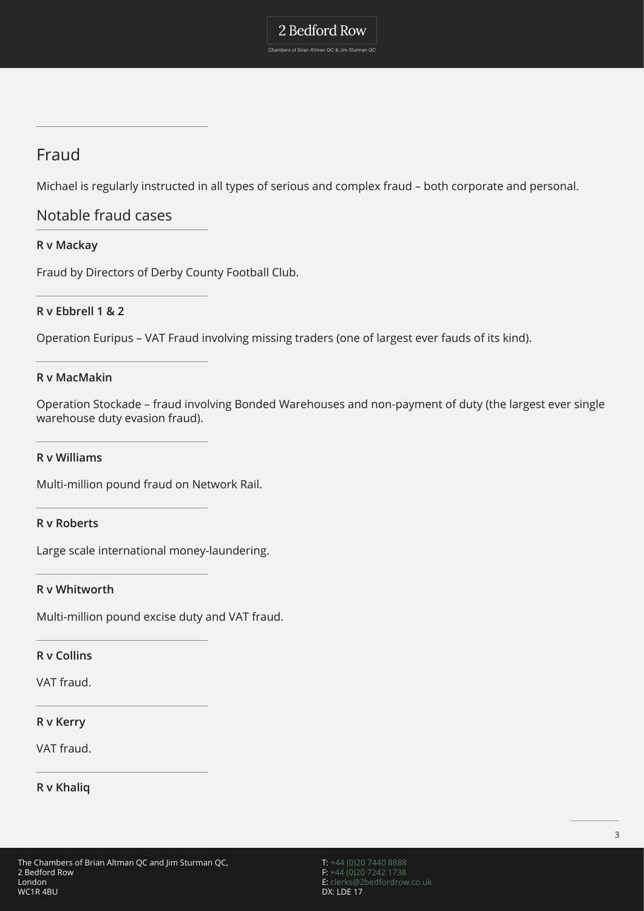## Fraud

Michael is regularly instructed in all types of serious and complex fraud – both corporate and personal.

### Notable fraud cases

**R v Mackay**

Fraud by Directors of Derby County Football Club.

**R v Ebbrell 1 & 2**

Operation Euripus – VAT Fraud involving missing traders (one of largest ever fauds of its kind).

**R v MacMakin**

Operation Stockade – fraud involving Bonded Warehouses and non-payment of duty (the largest ever single warehouse duty evasion fraud).

**R v Williams**

Multi-million pound fraud on Network Rail.

**R v Roberts**

Large scale international money-laundering.

**R v Whitworth**

Multi-million pound excise duty and VAT fraud.

**R v Collins**

VAT fraud.

**R v Kerry**

VAT fraud.

**R v Khaliq**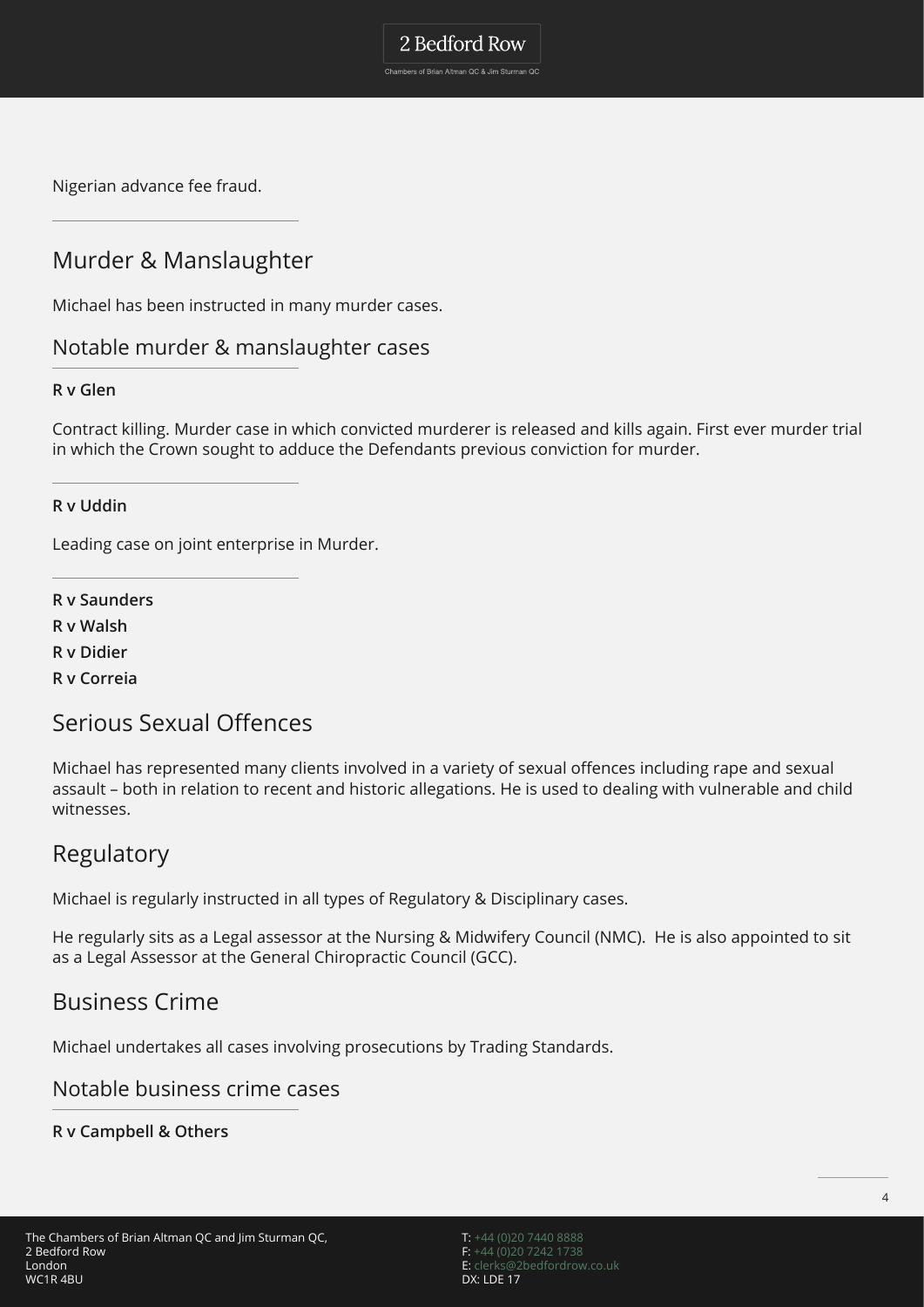Nigerian advance fee fraud.

## Murder & Manslaughter

Michael has been instructed in many murder cases.

### Notable murder & manslaughter cases

**R v Glen**

Contract killing. Murder case in which convicted murderer is released and kills again. First ever murder trial in which the Crown sought to adduce the Defendants previous conviction for murder.

**R v Uddin**

Leading case on joint enterprise in Murder.

**R v Saunders**

**R v Walsh**

**R v Didier**

**R v Correia**

## Serious Sexual Offences

Michael has represented many clients involved in a variety of sexual offences including rape and sexual assault – both in relation to recent and historic allegations. He is used to dealing with vulnerable and child witnesses.

## Regulatory

Michael is regularly instructed in all types of Regulatory & Disciplinary cases.

He regularly sits as a Legal assessor at the Nursing & Midwifery Council (NMC). He is also appointed to sit as a Legal Assessor at the General Chiropractic Council (GCC).

## Business Crime

Michael undertakes all cases involving prosecutions by Trading Standards.

### Notable business crime cases

**R v Campbell & Others**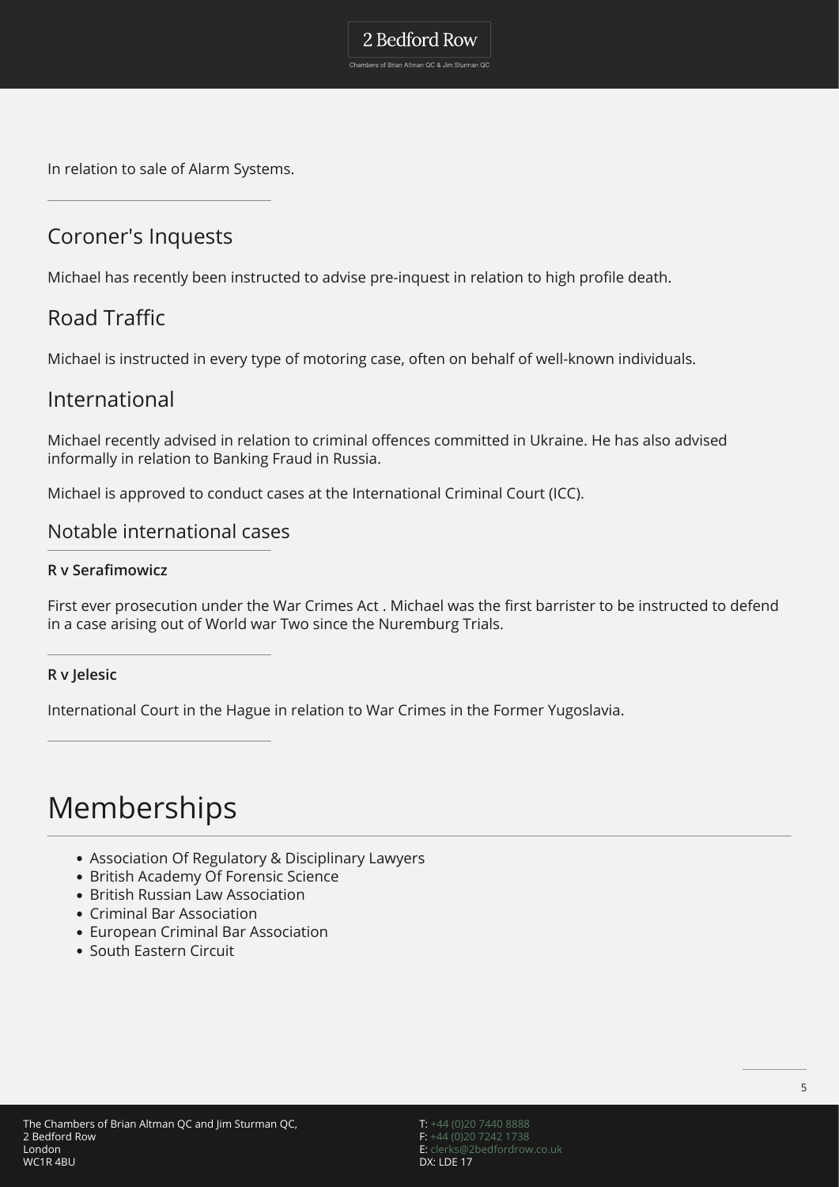In relation to sale of Alarm Systems.

## Coroner's Inquests

Michael has recently been instructed to advise pre-inquest in relation to high profile death.

## Road Traffic

Michael is instructed in every type of motoring case, often on behalf of well-known individuals.

## International

Michael recently advised in relation to criminal offences committed in Ukraine. He has also advised informally in relation to Banking Fraud in Russia.

Michael is approved to conduct cases at the International Criminal Court (ICC).

### Notable international cases

**R v Serafimowicz**

First ever prosecution under the War Crimes Act . Michael was the first barrister to be instructed to defend in a case arising out of World war Two since the Nuremburg Trials.

**R v Jelesic**

International Court in the Hague in relation to War Crimes in the Former Yugoslavia.

# Memberships

- Association Of Regulatory & Disciplinary Lawyers
- British Academy Of Forensic Science
- British Russian Law Association
- Criminal Bar Association
- European Criminal Bar Association
- South Eastern Circuit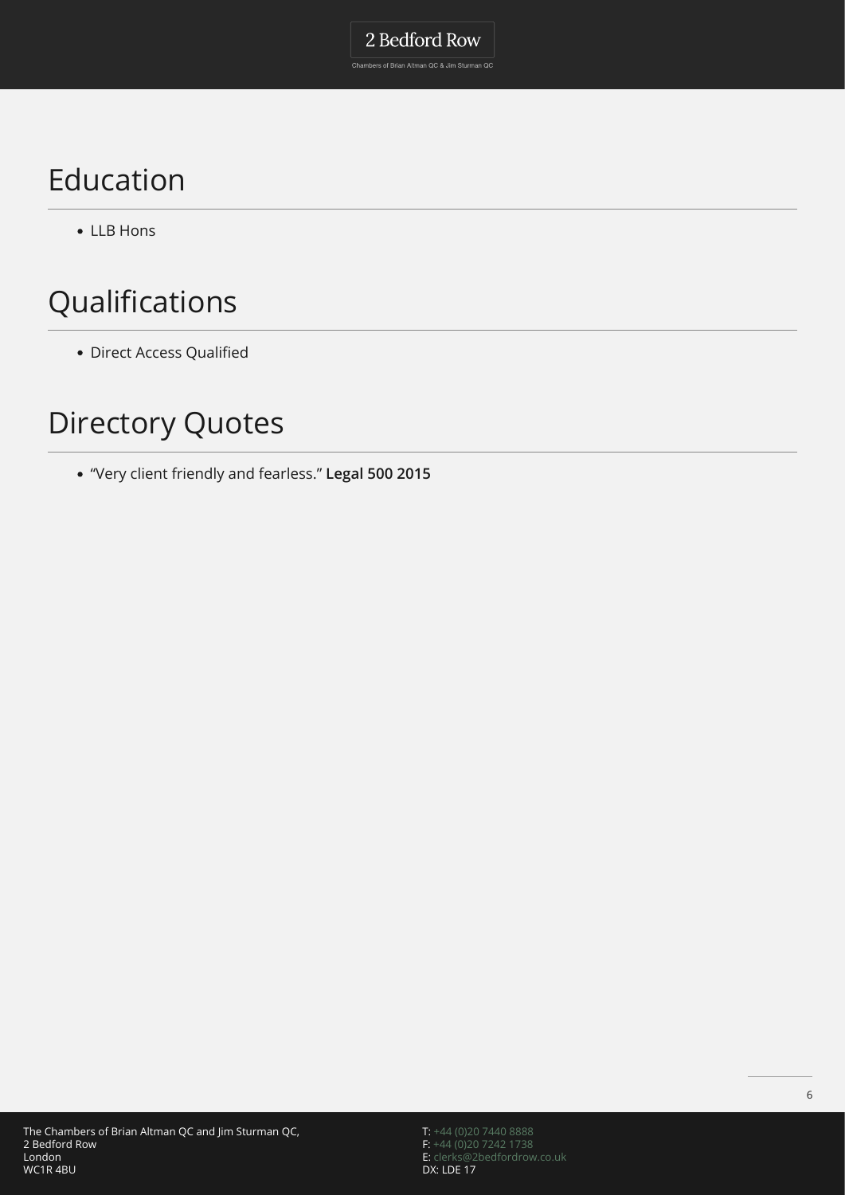## Education

- LLB Hons

## Qualifications

- Direct Access Qualified

## Directory Quotes

- "Very client friendly and fearless." **Legal 500 2015**